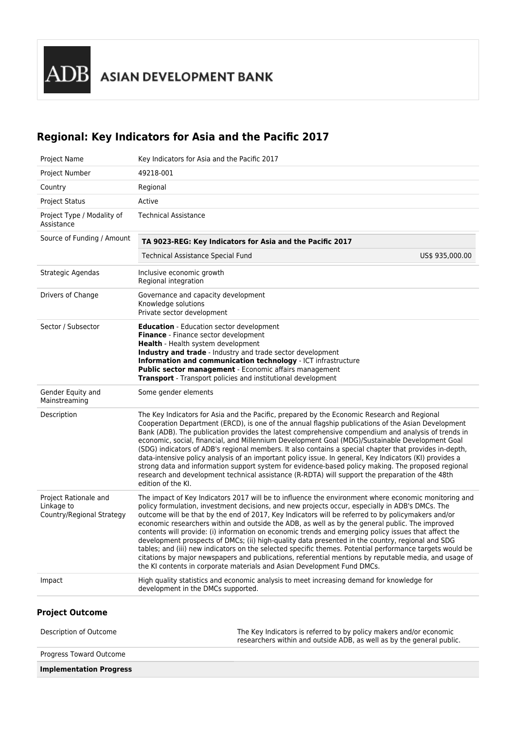ADB ASIAN DEVELOPMENT BANK

# Regional: Key Indicators for Asia and the Pacific 2017

| | |
|---|---|
| Project Name | Key Indicators for Asia and the Pacific 2017 |
| Project Number | 49218-001 |
| Country | Regional |
| Project Status | Active |
| Project Type / Modality of Assistance | Technical Assistance |
| Source of Funding / Amount | **TA 9023-REG: Key Indicators for Asia and the Pacific 2017**<br>Technical Assistance Special Fund — US$ 935,000.00 |
| Strategic Agendas | Inclusive economic growth<br>Regional integration |
| Drivers of Change | Governance and capacity development<br>Knowledge solutions<br>Private sector development |
| Sector / Subsector | **Education** - Education sector development<br>**Finance** - Finance sector development<br>**Health** - Health system development<br>**Industry and trade** - Industry and trade sector development<br>**Information and communication technology** - ICT infrastructure<br>**Public sector management** - Economic affairs management<br>**Transport** - Transport policies and institutional development |
| Gender Equity and Mainstreaming | Some gender elements |
| Description | The Key Indicators for Asia and the Pacific, prepared by the Economic Research and Regional Cooperation Department (ERCD), is one of the annual flagship publications of the Asian Development Bank (ADB). The publication provides the latest comprehensive compendium and analysis of trends in economic, social, financial, and Millennium Development Goal (MDG)/Sustainable Development Goal (SDG) indicators of ADB's regional members. It also contains a special chapter that provides in-depth, data-intensive policy analysis of an important policy issue. In general, Key Indicators (KI) provides a strong data and information support system for evidence-based policy making. The proposed regional research and development technical assistance (R-RDTA) will support the preparation of the 48th edition of the KI. |
| Project Rationale and Linkage to Country/Regional Strategy | The impact of Key Indicators 2017 will be to influence the environment where economic monitoring and policy formulation, investment decisions, and new projects occur, especially in ADB's DMCs. The outcome will be that by the end of 2017, Key Indicators will be referred to by policymakers and/or economic researchers within and outside the ADB, as well as by the general public. The improved contents will provide: (i) information on economic trends and emerging policy issues that affect the development prospects of DMCs; (ii) high-quality data presented in the country, regional and SDG tables; and (iii) new indicators on the selected specific themes. Potential performance targets would be citations by major newspapers and publications, referential mentions by reputable media, and usage of the KI contents in corporate materials and Asian Development Fund DMCs. |
| Impact | High quality statistics and economic analysis to meet increasing demand for knowledge for development in the DMCs supported. |

### Project Outcome

| | |
|---|---|
| Description of Outcome | The Key Indicators is referred to by policy makers and/or economic researchers within and outside ADB, as well as by the general public. |
| Progress Toward Outcome | |
| **Implementation Progress** | |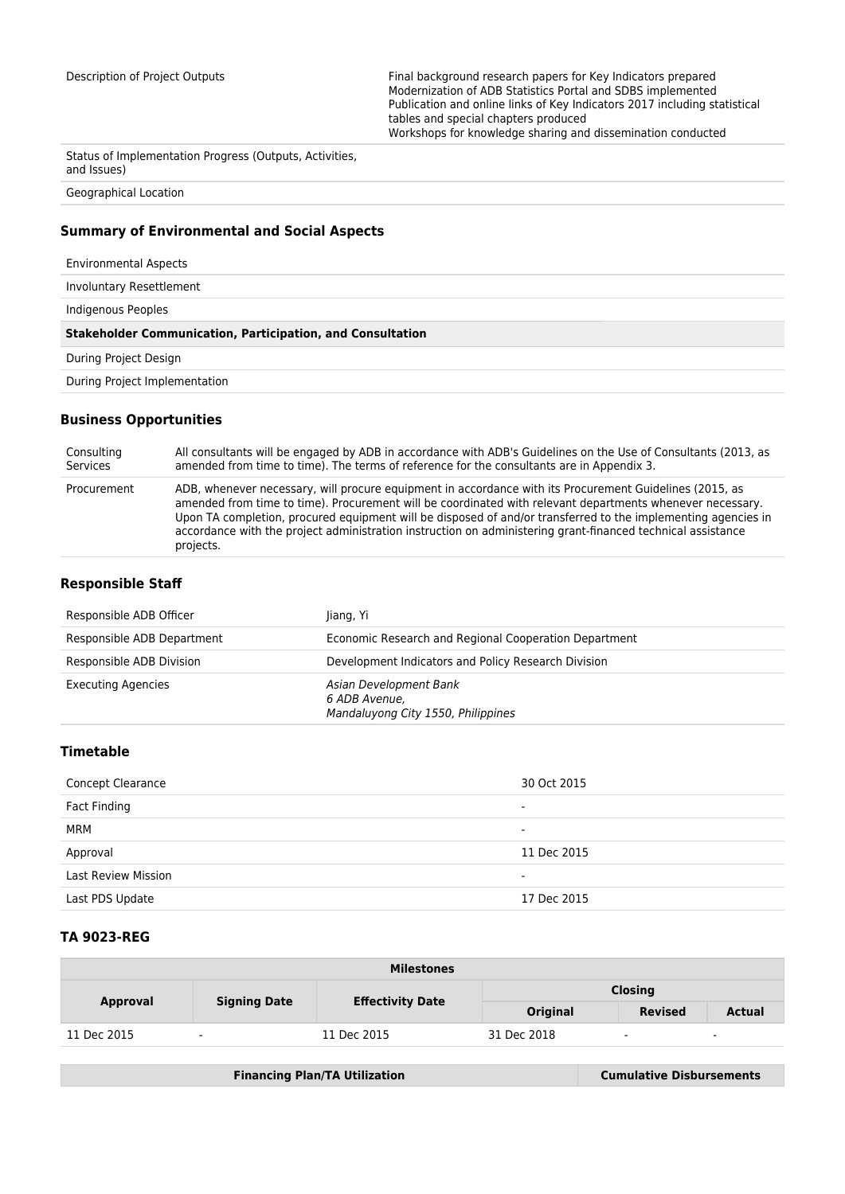| | |
|---|---|
| Description of Project Outputs | Final background research papers for Key Indicators prepared<br>Modernization of ADB Statistics Portal and SDBS implemented<br>Publication and online links of Key Indicators 2017 including statistical tables and special chapters produced<br>Workshops for knowledge sharing and dissemination conducted |
| Status of Implementation Progress (Outputs, Activities, and Issues) | |
| Geographical Location | |

### Summary of Environmental and Social Aspects

| | |
|---|---|
| Environmental Aspects | |
| Involuntary Resettlement | |
| Indigenous Peoples | |
| **Stakeholder Communication, Participation, and Consultation** | |
| During Project Design | |
| During Project Implementation | |

### Business Opportunities

| | |
|---|---|
| Consulting Services | All consultants will be engaged by ADB in accordance with ADB's Guidelines on the Use of Consultants (2013, as amended from time to time). The terms of reference for the consultants are in Appendix 3. |
| Procurement | ADB, whenever necessary, will procure equipment in accordance with its Procurement Guidelines (2015, as amended from time to time). Procurement will be coordinated with relevant departments whenever necessary. Upon TA completion, procured equipment will be disposed of and/or transferred to the implementing agencies in accordance with the project administration instruction on administering grant-financed technical assistance projects. |

### Responsible Staff

| | |
|---|---|
| Responsible ADB Officer | Jiang, Yi |
| Responsible ADB Department | Economic Research and Regional Cooperation Department |
| Responsible ADB Division | Development Indicators and Policy Research Division |
| Executing Agencies | *Asian Development Bank*<br>*6 ADB Avenue,*<br>*Mandaluyong City 1550, Philippines* |

### Timetable

| | |
|---|---|
| Concept Clearance | 30 Oct 2015 |
| Fact Finding | - |
| MRM | - |
| Approval | 11 Dec 2015 |
| Last Review Mission | - |
| Last PDS Update | 17 Dec 2015 |

### TA 9023-REG

| Milestones | | | | | |
|---|---|---|---|---|---|
| Approval | Signing Date | Effectivity Date | Closing | | |
| | | | Original | Revised | Actual |
| 11 Dec 2015 | - | 11 Dec 2015 | 31 Dec 2018 | - | - |

| Financing Plan/TA Utilization | Cumulative Disbursements |
|---|---|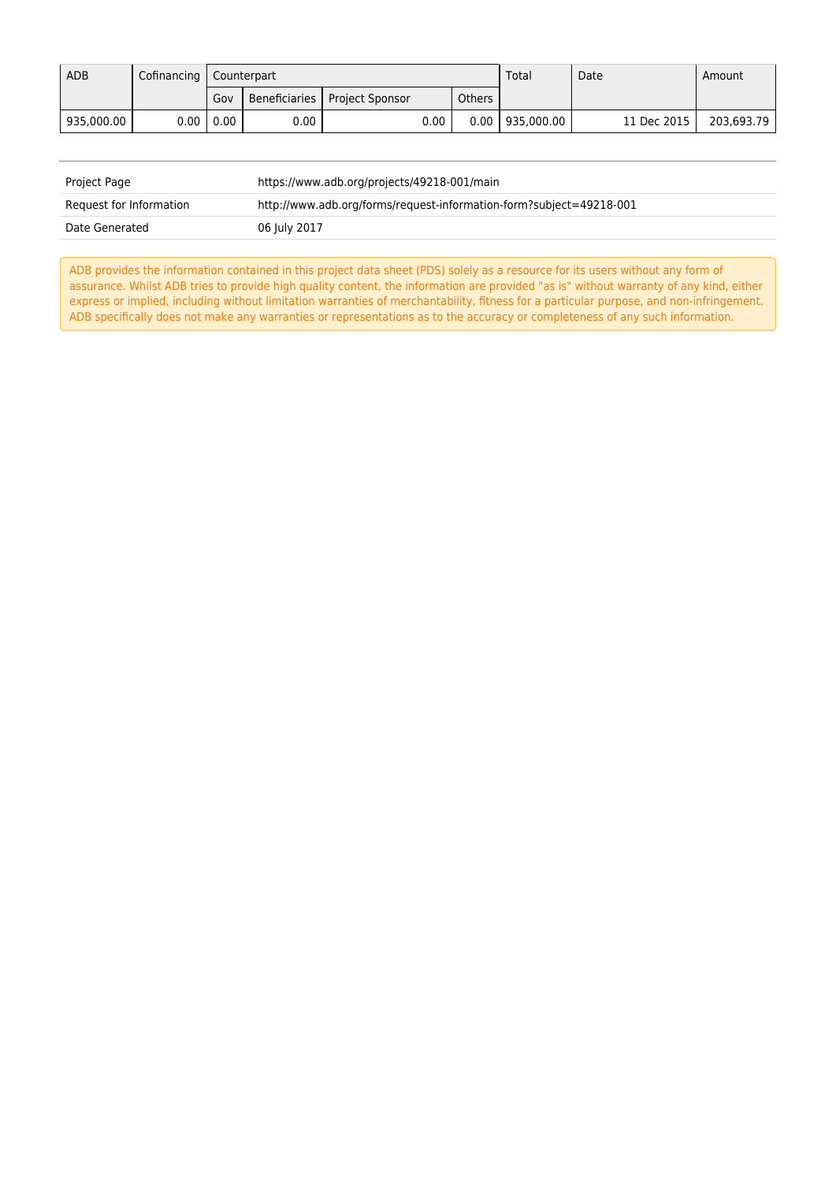| ADB | Cofinancing | Counterpart | | | | Total | Date | Amount |
|---|---|---|---|---|---|---|---|---|
| | | Gov | Beneficiaries | Project Sponsor | Others | | | |
| 935,000.00 | 0.00 | 0.00 | 0.00 | 0.00 | 0.00 | 935,000.00 | 11 Dec 2015 | 203,693.79 |

| | |
|---|---|
| Project Page | https://www.adb.org/projects/49218-001/main |
| Request for Information | http://www.adb.org/forms/request-information-form?subject=49218-001 |
| Date Generated | 06 July 2017 |

ADB provides the information contained in this project data sheet (PDS) solely as a resource for its users without any form of assurance. Whilst ADB tries to provide high quality content, the information are provided "as is" without warranty of any kind, either express or implied, including without limitation warranties of merchantability, fitness for a particular purpose, and non-infringement. ADB specifically does not make any warranties or representations as to the accuracy or completeness of any such information.